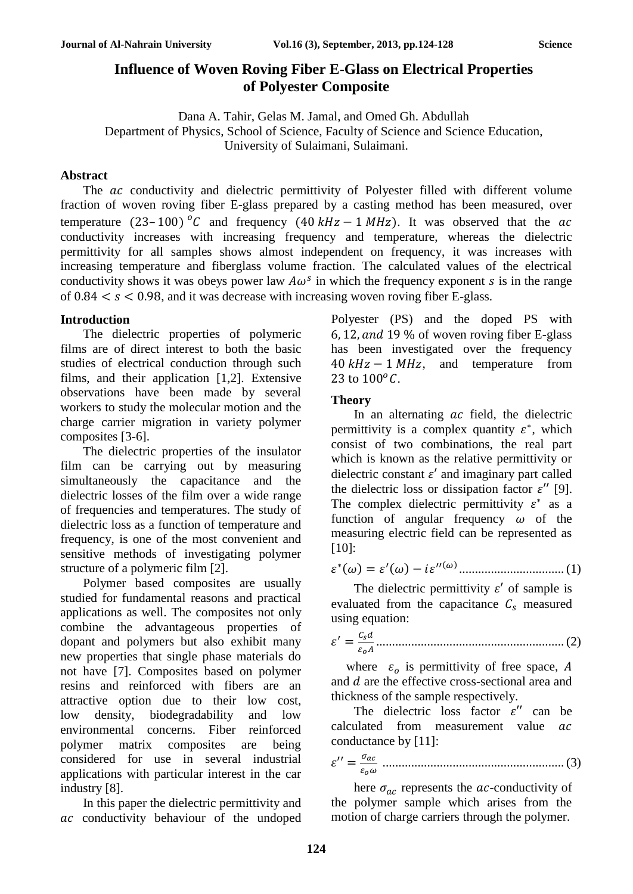# Influence of Woven Roving Fiber E-Glass on Electrical Properties of Polyester Composite

Dana A. Tahir, Gelas M. Jamal, and Omed Gh. Abdullah
Department of Physics, School of Science, Faculty of Science and Science Education, University of Sulaimani, Sulaimani.

## Abstract

The $ac$ conductivity and dielectric permittivity of Polyester filled with different volume fraction of woven roving fiber E-glass prepared by a casting method has been measured, over temperature $(23-100)\ ^{o}C$ and frequency $(40\ kHz - 1\ MHz)$. It was observed that the $ac$ conductivity increases with increasing frequency and temperature, whereas the dielectric permittivity for all samples shows almost independent on frequency, it was increases with increasing temperature and fiberglass volume fraction. The calculated values of the electrical conductivity shows it was obeys power law $A\omega^{s}$ in which the frequency exponent $s$ is in the range of $0.84 < s < 0.98$, and it was decrease with increasing woven roving fiber E-glass.

## Introduction

The dielectric properties of polymeric films are of direct interest to both the basic studies of electrical conduction through such films, and their application [1,2]. Extensive observations have been made by several workers to study the molecular motion and the charge carrier migration in variety polymer composites [3-6].

The dielectric properties of the insulator film can be carrying out by measuring simultaneously the capacitance and the dielectric losses of the film over a wide range of frequencies and temperatures. The study of dielectric loss as a function of temperature and frequency, is one of the most convenient and sensitive methods of investigating polymer structure of a polymeric film [2].

Polymer based composites are usually studied for fundamental reasons and practical applications as well. The composites not only combine the advantageous properties of dopant and polymers but also exhibit many new properties that single phase materials do not have [7]. Composites based on polymer resins and reinforced with fibers are an attractive option due to their low cost, low density, biodegradability and low environmental concerns. Fiber reinforced polymer matrix composites are being considered for use in several industrial applications with particular interest in the car industry [8].

In this paper the dielectric permittivity and $ac$ conductivity behaviour of the undoped Polyester (PS) and the doped PS with $6, 12, and\ 19$ % of woven roving fiber E-glass has been investigated over the frequency $40\ kHz - 1\ MHz$, and temperature from $23$ to $100^{o}C$.

## Theory

In an alternating $ac$ field, the dielectric permittivity is a complex quantity $\varepsilon^{*}$, which consist of two combinations, the real part which is known as the relative permittivity or dielectric constant $\varepsilon'$ and imaginary part called the dielectric loss or dissipation factor $\varepsilon''$ [9]. The complex dielectric permittivity $\varepsilon^{*}$ as a function of angular frequency $\omega$ of the measuring electric field can be represented as [10]:

$$\varepsilon^{*}(\omega) = \varepsilon'(\omega) - i\varepsilon''^{(\omega)} \quad (1)$$

The dielectric permittivity $\varepsilon'$ of sample is evaluated from the capacitance $C_s$ measured using equation:

$$\varepsilon' = \frac{C_s d}{\varepsilon_o A} \quad (2)$$

where $\varepsilon_o$ is permittivity of free space, $A$ and $d$ are the effective cross-sectional area and thickness of the sample respectively.

The dielectric loss factor $\varepsilon''$ can be calculated from measurement value $ac$ conductance by [11]:

$$\varepsilon'' = \frac{\sigma_{ac}}{\varepsilon_o \omega} \quad (3)$$

here $\sigma_{ac}$ represents the $ac$-conductivity of the polymer sample which arises from the motion of charge carriers through the polymer.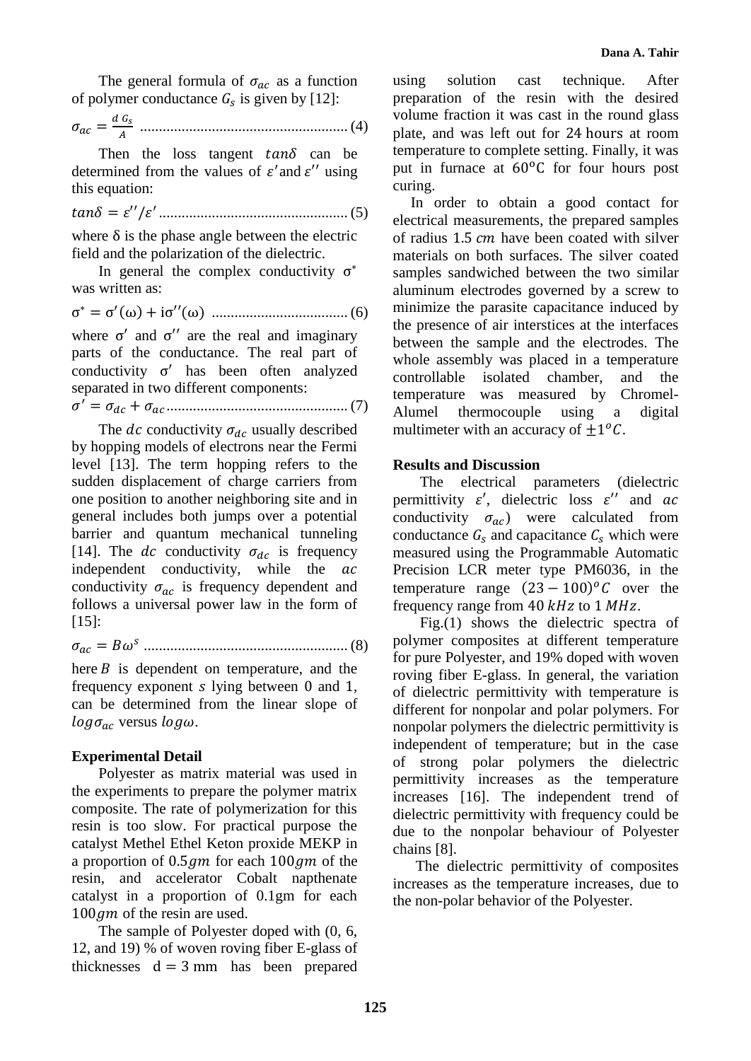The general formula of $\sigma_{ac}$ as a function of polymer conductance $G_s$ is given by [12]:

$$\sigma_{ac} = \frac{d\ G_s}{A} \quad \text{......................................................} (4)$$

Then the loss tangent $tan\delta$ can be determined from the values of $\varepsilon'$ and $\varepsilon''$ using this equation:

$$tan\delta = \varepsilon''/\varepsilon' \quad \text{.................................................} (5)$$

where δ is the phase angle between the electric field and the polarization of the dielectric.

In general the complex conductivity $\sigma^*$ was written as:

$$\sigma^* = \sigma'(\omega) + i\sigma''(\omega) \quad \text{....................................} (6)$$

where $\sigma'$ and $\sigma''$ are the real and imaginary parts of the conductance. The real part of conductivity $\sigma'$ has been often analyzed separated in two different components:

$$\sigma' = \sigma_{dc} + \sigma_{ac} \quad \text{................................................} (7)$$

The $dc$ conductivity $\sigma_{dc}$ usually described by hopping models of electrons near the Fermi level [13]. The term hopping refers to the sudden displacement of charge carriers from one position to another neighboring site and in general includes both jumps over a potential barrier and quantum mechanical tunneling [14]. The $dc$ conductivity $\sigma_{dc}$ is frequency independent conductivity, while the $ac$ conductivity $\sigma_{ac}$ is frequency dependent and follows a universal power law in the form of [15]:

$$\sigma_{ac} = B\omega^s \quad \text{.....................................................} (8)$$

here $B$ is dependent on temperature, and the frequency exponent $s$ lying between 0 and 1, can be determined from the linear slope of $log\sigma_{ac}$ versus $log\omega$.

## Experimental Detail

Polyester as matrix material was used in the experiments to prepare the polymer matrix composite. The rate of polymerization for this resin is too slow. For practical purpose the catalyst Methel Ethel Keton proxide MEKP in a proportion of $0.5gm$ for each $100gm$ of the resin, and accelerator Cobalt napthenate catalyst in a proportion of 0.1gm for each $100gm$ of the resin are used.

The sample of Polyester doped with (0, 6, 12, and 19) % of woven roving fiber E-glass of thicknesses $d = 3$ mm has been prepared using solution cast technique. After preparation of the resin with the desired volume fraction it was cast in the round glass plate, and was left out for 24 hours at room temperature to complete setting. Finally, it was put in furnace at $60^{o}$C for four hours post curing.

In order to obtain a good contact for electrical measurements, the prepared samples of radius 1.5 $cm$ have been coated with silver materials on both surfaces. The silver coated samples sandwiched between the two similar aluminum electrodes governed by a screw to minimize the parasite capacitance induced by the presence of air interstices at the interfaces between the sample and the electrodes. The whole assembly was placed in a temperature controllable isolated chamber, and the temperature was measured by Chromel-Alumel thermocouple using a digital multimeter with an accuracy of $\pm 1^{o}C$.

## Results and Discussion

The electrical parameters (dielectric permittivity $\varepsilon'$, dielectric loss $\varepsilon''$ and $ac$ conductivity $\sigma_{ac}$) were calculated from conductance $G_s$ and capacitance $C_s$ which were measured using the Programmable Automatic Precision LCR meter type PM6036, in the temperature range $(23-100)^{o}C$ over the frequency range from 40 $kHz$ to 1 $MHz$.

Fig.(1) shows the dielectric spectra of polymer composites at different temperature for pure Polyester, and 19% doped with woven roving fiber E-glass. In general, the variation of dielectric permittivity with temperature is different for nonpolar and polar polymers. For nonpolar polymers the dielectric permittivity is independent of temperature; but in the case of strong polar polymers the dielectric permittivity increases as the temperature increases [16]. The independent trend of dielectric permittivity with frequency could be due to the nonpolar behaviour of Polyester chains [8].

The dielectric permittivity of composites increases as the temperature increases, due to the non-polar behavior of the Polyester.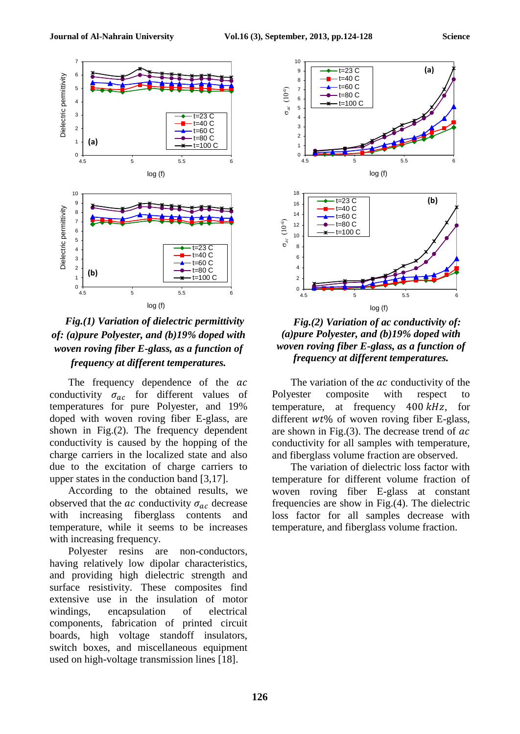*Fig.(1) Variation of dielectric permittivity of: (a)pure Polyester, and (b)19% doped with woven roving fiber E-glass, as a function of frequency at different temperatures.*

*Fig.(2) Variation of ac conductivity of: (a)pure Polyester, and (b)19% doped with woven roving fiber E-glass, as a function of frequency at different temperatures.*

The frequency dependence of the $ac$ conductivity $\sigma_{ac}$ for different values of temperatures for pure Polyester, and 19% doped with woven roving fiber E-glass, are shown in Fig.(2). The frequency dependent conductivity is caused by the hopping of the charge carriers in the localized state and also due to the excitation of charge carriers to upper states in the conduction band [3,17].

According to the obtained results, we observed that the $ac$ conductivity $\sigma_{ac}$ decrease with increasing fiberglass contents and temperature, while it seems to be increases with increasing frequency.

Polyester resins are non-conductors, having relatively low dipolar characteristics, and providing high dielectric strength and surface resistivity. These composites find extensive use in the insulation of motor windings, encapsulation of electrical components, fabrication of printed circuit boards, high voltage standoff insulators, switch boxes, and miscellaneous equipment used on high-voltage transmission lines [18].

The variation of the $ac$ conductivity of the Polyester composite with respect to temperature, at frequency $400\ kHz$, for different $wt\%$ of woven roving fiber E-glass, are shown in Fig.(3). The decrease trend of $ac$ conductivity for all samples with temperature, and fiberglass volume fraction are observed.

The variation of dielectric loss factor with temperature for different volume fraction of woven roving fiber E-glass at constant frequencies are show in Fig.(4). The dielectric loss factor for all samples decrease with temperature, and fiberglass volume fraction.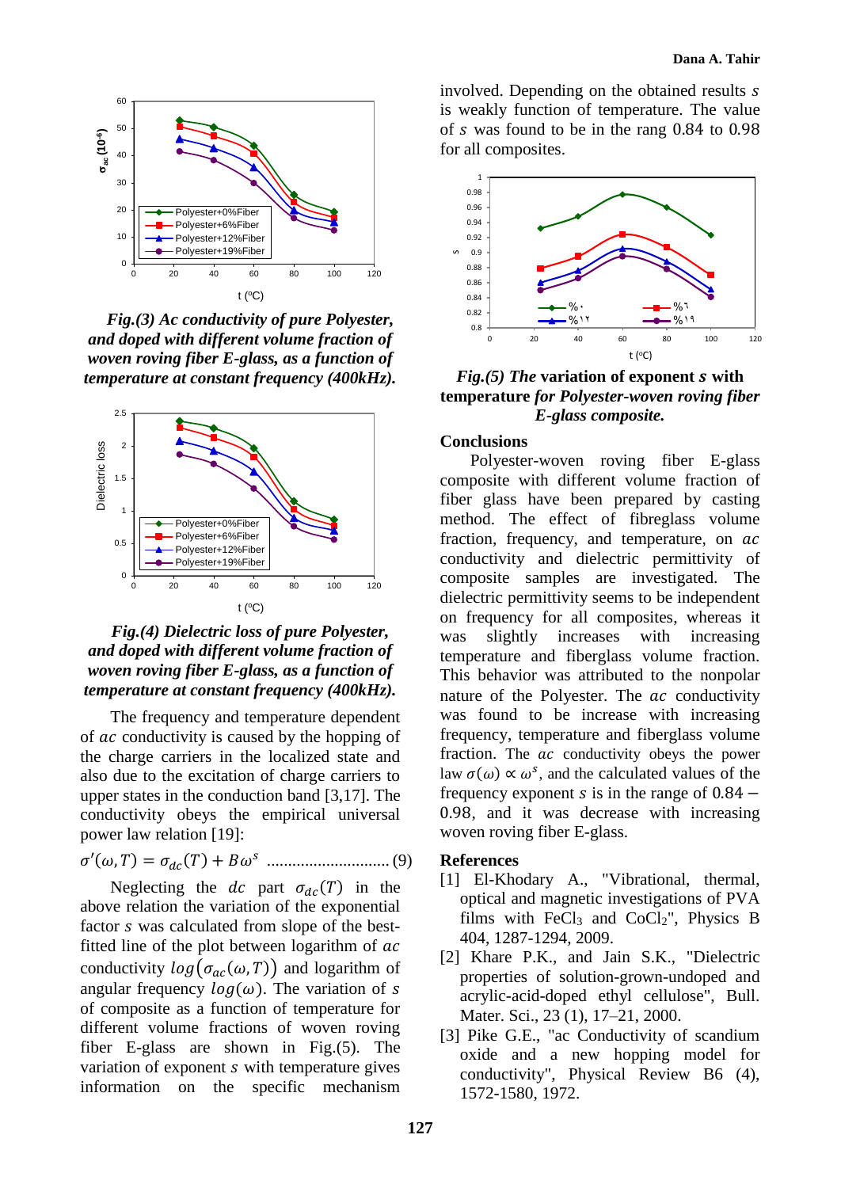*Fig.(3) Ac conductivity of pure Polyester, and doped with different volume fraction of woven roving fiber E-glass, as a function of temperature at constant frequency (400kHz).*

*Fig.(4) Dielectric loss of pure Polyester, and doped with different volume fraction of woven roving fiber E-glass, as a function of temperature at constant frequency (400kHz).*

The frequency and temperature dependent of *ac* conductivity is caused by the hopping of the charge carriers in the localized state and also due to the excitation of charge carriers to upper states in the conduction band [3,17]. The conductivity obeys the empirical universal power law relation [19]:

$$\sigma'(\omega, T) = \sigma_{dc}(T) + B\omega^{s} \quad \text{............................} (9)$$

Neglecting the $dc$ part $\sigma_{dc}(T)$ in the above relation the variation of the exponential factor $s$ was calculated from slope of the best-fitted line of the plot between logarithm of $ac$ conductivity $log(\sigma_{ac}(\omega, T))$ and logarithm of angular frequency $log(\omega)$. The variation of $s$ of composite as a function of temperature for different volume fractions of woven roving fiber E-glass are shown in Fig.(5). The variation of exponent $s$ with temperature gives information on the specific mechanism involved. Depending on the obtained results $s$ is weakly function of temperature. The value of $s$ was found to be in the rang 0.84 to 0.98 for all composites.

*Fig.(5) The* **variation of exponent** ***s*** **with temperature** *for Polyester-woven roving fiber E-glass composite.*

## Conclusions

Polyester-woven roving fiber E-glass composite with different volume fraction of fiber glass have been prepared by casting method. The effect of fibreglass volume fraction, frequency, and temperature, on $ac$ conductivity and dielectric permittivity of composite samples are investigated. The dielectric permittivity seems to be independent on frequency for all composites, whereas it was slightly increases with increasing temperature and fiberglass volume fraction. This behavior was attributed to the nonpolar nature of the Polyester. The $ac$ conductivity was found to be increase with increasing frequency, temperature and fiberglass volume fraction. The $ac$ conductivity obeys the power law $\sigma(\omega) \propto \omega^{s}$, and the calculated values of the frequency exponent $s$ is in the range of $0.84 - 0.98$, and it was decrease with increasing woven roving fiber E-glass.

## References

[1] El-Khodary A., "Vibrational, thermal, optical and magnetic investigations of PVA films with $FeCl_3$ and $CoCl_2$", Physics B 404, 1287-1294, 2009.

[2] Khare P.K., and Jain S.K., "Dielectric properties of solution-grown-undoped and acrylic-acid-doped ethyl cellulose", Bull. Mater. Sci., 23 (1), 17–21, 2000.

[3] Pike G.E., "ac Conductivity of scandium oxide and a new hopping model for conductivity", Physical Review B6 (4), 1572-1580, 1972.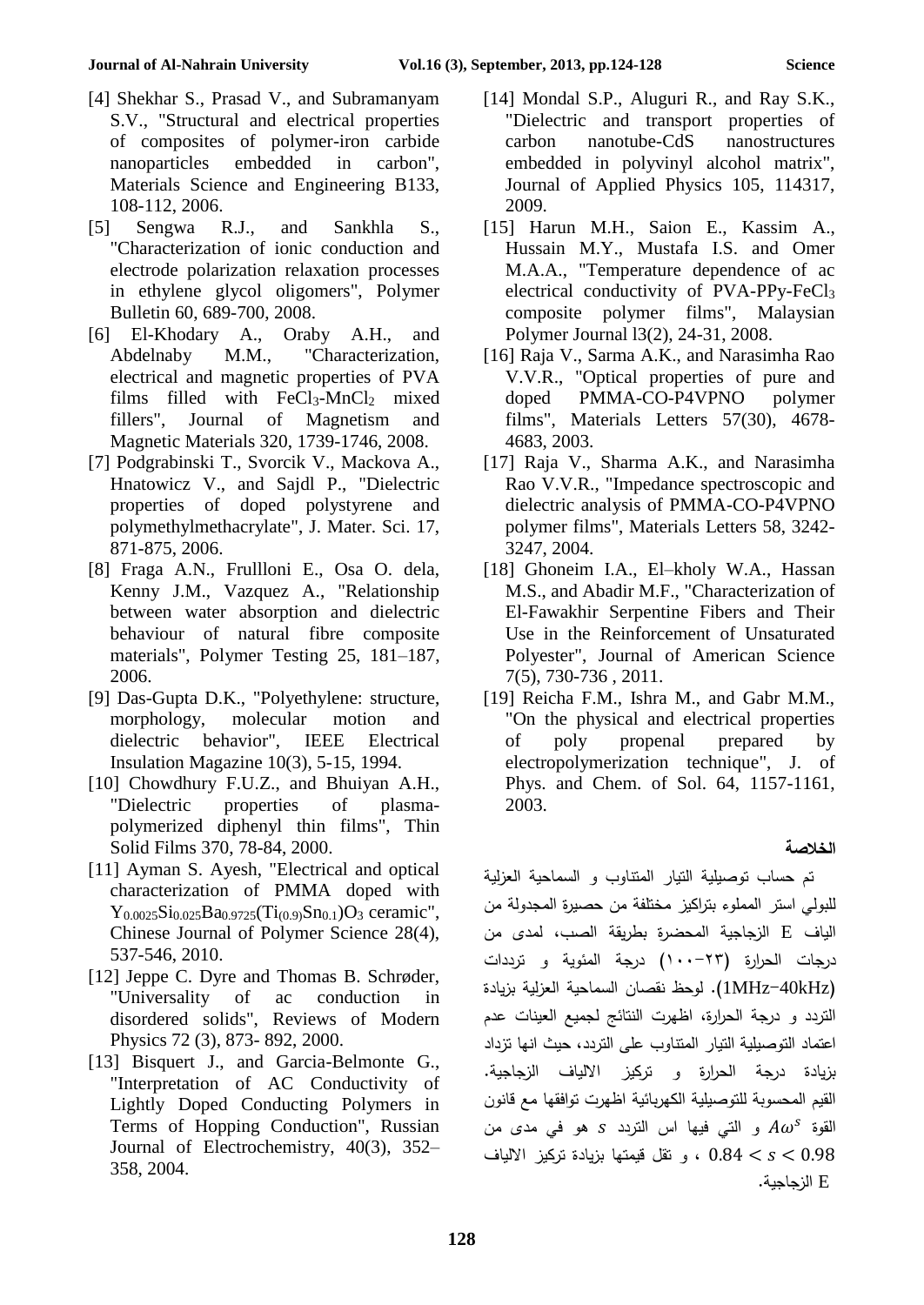[4] Shekhar S., Prasad V., and Subramanyam S.V., "Structural and electrical properties of composites of polymer-iron carbide nanoparticles embedded in carbon", Materials Science and Engineering B133, 108-112, 2006.

[5] Sengwa R.J., and Sankhla S., "Characterization of ionic conduction and electrode polarization relaxation processes in ethylene glycol oligomers", Polymer Bulletin 60, 689-700, 2008.

[6] El-Khodary A., Oraby A.H., and Abdelnaby M.M., "Characterization, electrical and magnetic properties of PVA films filled with $FeCl_3$-$MnCl_2$ mixed fillers", Journal of Magnetism and Magnetic Materials 320, 1739-1746, 2008.

[7] Podgrabinski T., Svorcik V., Mackova A., Hnatowicz V., and Sajdl P., "Dielectric properties of doped polystyrene and polymethylmethacrylate", J. Mater. Sci. 17, 871-875, 2006.

[8] Fraga A.N., Frullloni E., Osa O. dela, Kenny J.M., Vazquez A., "Relationship between water absorption and dielectric behaviour of natural fibre composite materials", Polymer Testing 25, 181–187, 2006.

[9] Das-Gupta D.K., "Polyethylene: structure, morphology, molecular motion and dielectric behavior", IEEE Electrical Insulation Magazine 10(3), 5-15, 1994.

[10] Chowdhury F.U.Z., and Bhuiyan A.H., "Dielectric properties of plasma-polymerized diphenyl thin films", Thin Solid Films 370, 78-84, 2000.

[11] Ayman S. Ayesh, "Electrical and optical characterization of PMMA doped with $Y_{0.0025}Si_{0.025}Ba_{0.9725}(Ti_{(0.9)}Sn_{0.1})O_3$ ceramic", Chinese Journal of Polymer Science 28(4), 537-546, 2010.

[12] Jeppe C. Dyre and Thomas B. Schrøder, "Universality of ac conduction in disordered solids", Reviews of Modern Physics 72 (3), 873- 892, 2000.

[13] Bisquert J., and Garcia-Belmonte G., "Interpretation of AC Conductivity of Lightly Doped Conducting Polymers in Terms of Hopping Conduction", Russian Journal of Electrochemistry, 40(3), 352–358, 2004.

[14] Mondal S.P., Aluguri R., and Ray S.K., "Dielectric and transport properties of carbon nanotube-CdS nanostructures embedded in polyvinyl alcohol matrix", Journal of Applied Physics 105, 114317, 2009.

[15] Harun M.H., Saion E., Kassim A., Hussain M.Y., Mustafa I.S. and Omer M.A.A., "Temperature dependence of ac electrical conductivity of PVA-PPy-$FeCl_3$ composite polymer films", Malaysian Polymer Journal l3(2), 24-31, 2008.

[16] Raja V., Sarma A.K., and Narasimha Rao V.V.R., "Optical properties of pure and doped PMMA-CO-P4VPNO polymer films", Materials Letters 57(30), 4678-4683, 2003.

[17] Raja V., Sharma A.K., and Narasimha Rao V.V.R., "Impedance spectroscopic and dielectric analysis of PMMA-CO-P4VPNO polymer films", Materials Letters 58, 3242-3247, 2004.

[18] Ghoneim I.A., El–kholy W.A., Hassan M.S., and Abadir M.F., "Characterization of El-Fawakhir Serpentine Fibers and Their Use in the Reinforcement of Unsaturated Polyester", Journal of American Science 7(5), 730-736 , 2011.

[19] Reicha F.M., Ishra M., and Gabr M.M., "On the physical and electrical properties of poly propenal prepared by electropolymerization technique", J. of Phys. and Chem. of Sol. 64, 1157-1161, 2003.

## الخلاصة

تم حساب توصيلية التيار المتناوب و السماحية العزلية للبولي استر المملوء بتراكيز مختلفة من حصيرة المجدولة من الياف E الزجاجية المحضرة بطريقة الصب، لمدى من درجات الحرارة (٢٣-١٠٠) درجة المئوية و ترددات (1MHz-40kHz). لوحظ نقصان السماحية العزلية بزيادة التردد و درجة الحرارة، اظهرت النتائج لجميع العينات عدم اعتماد التوصيلية التيار المتناوب على التردد، حيث انها تزداد بزيادة درجة الحرارة و تركيز الااليف الزجاجية. القيم المحسوبة للتوصيلية الكهربائية اظهرت توافقها مع قانون القوة $A\omega^s$ و التي فيها اس التردد $s$ هو في مدى من $0.84 < s < 0.98$ ، و تقل قيمتها بزيادة تركيز الااليف E الزجاجية.